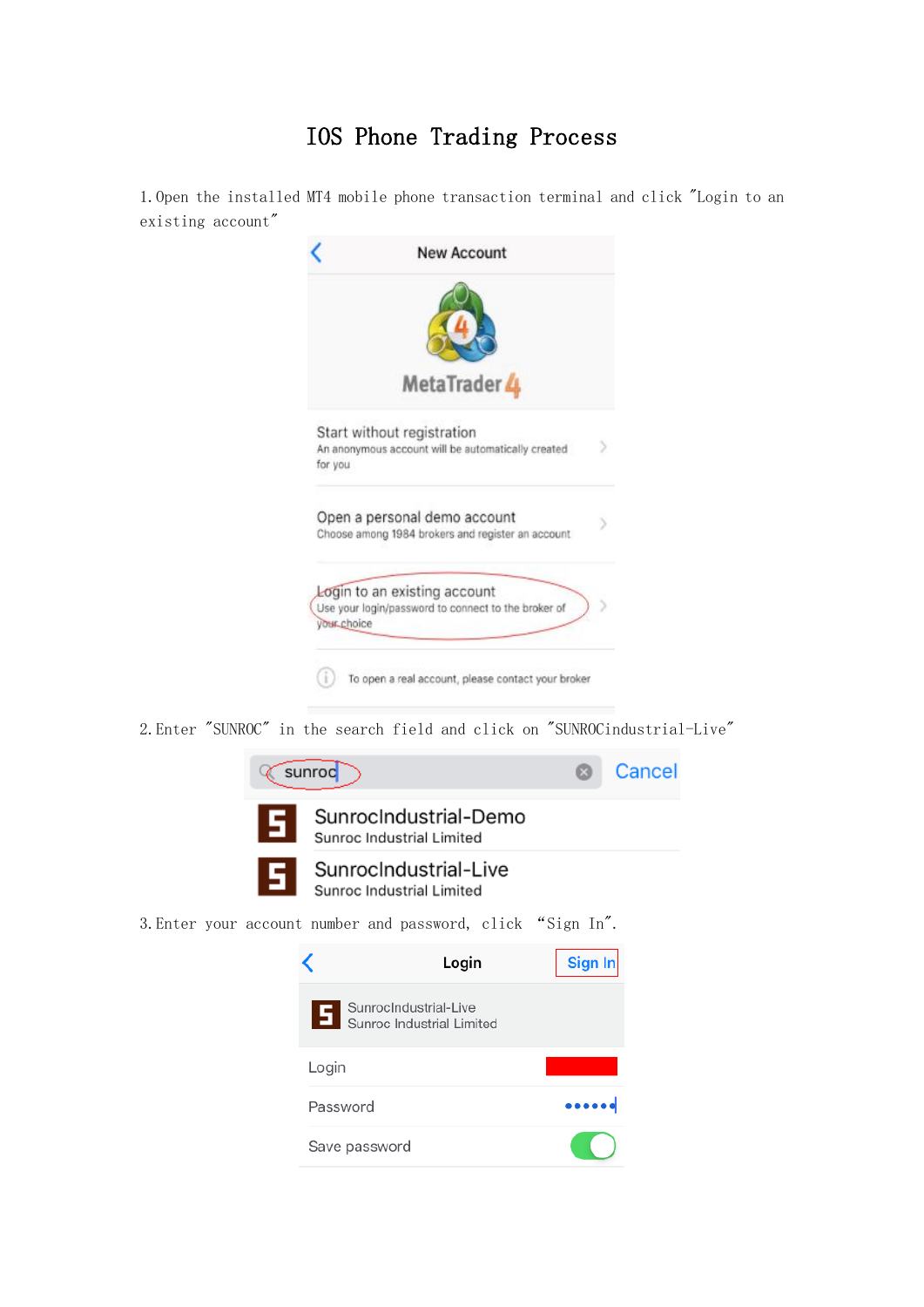# IOS Phone Trading Process

1. Open the installed MT4 mobile phone transaction terminal and click "Login to an existing account"

New Account

MetaTrader 4

Start without registration
An anonymous account will be automatically created for you

Open a personal demo account
Choose among 1984 brokers and register an account

Login to an existing account
Use your login/password to connect to the broker of your choice

To open a real account, please contact your broker

2. Enter "SUNROC" in the search field and click on "SUNROCindustrial-Live"

sunroc Cancel

SunrocIndustrial-Demo
Sunroc Industrial Limited

SunrocIndustrial-Live
Sunroc Industrial Limited

3. Enter your account number and password, click "Sign In".

Login Sign In

SunrocIndustrial-Live
Sunroc Industrial Limited

Login

Password ••••••

Save password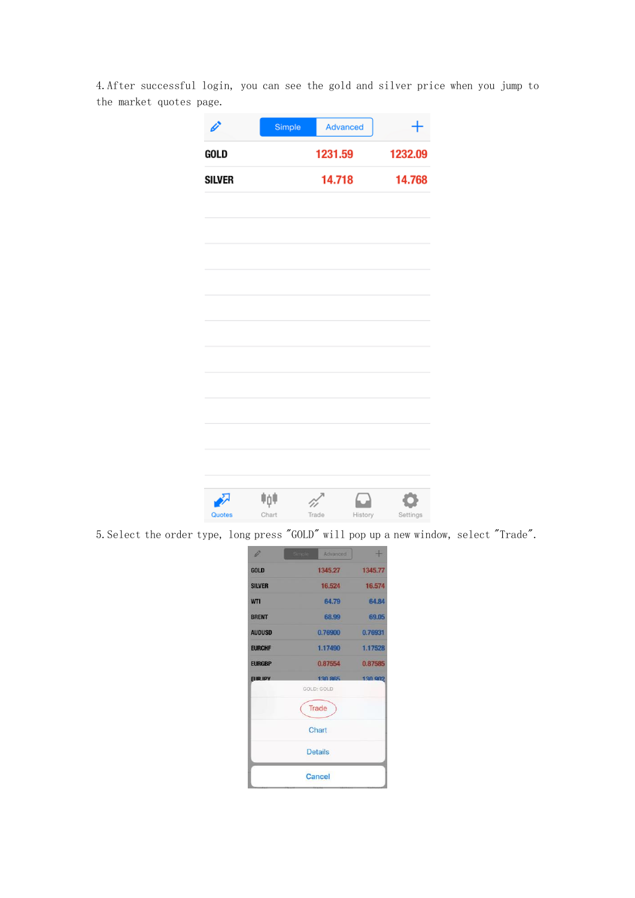4. After successful login, you can see the gold and silver price when you jump to the market quotes page.

5. Select the order type, long press "GOLD" will pop up a new window, select "Trade".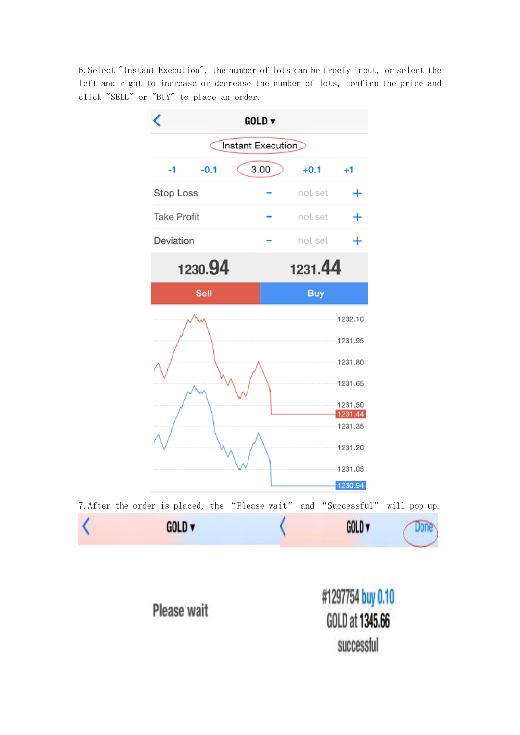6. Select "Instant Execution", the number of lots can be freely input, or select the left and right to increase or decrease the number of lots, confirm the price and click "SELL" or "BUY" to place an order.

7. After the order is placed, the "Please wait" and "Successful" will pop up.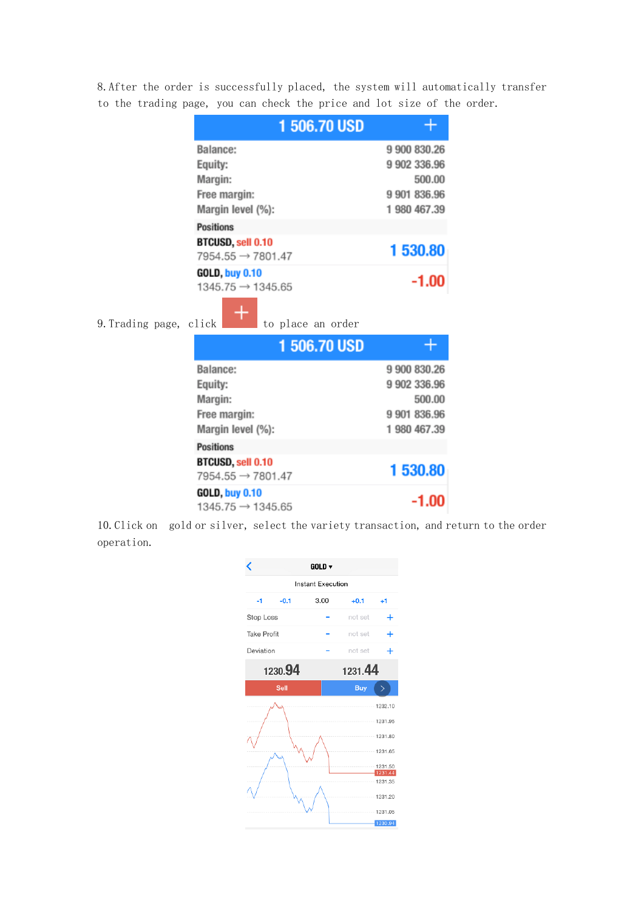8. After the order is successfully placed, the system will automatically transfer to the trading page, you can check the price and lot size of the order.

1 506.70 USD

| | |
|---|---|
| Balance: | 9 900 830.26 |
| Equity: | 9 902 336.96 |
| Margin: | 500.00 |
| Free margin: | 9 901 836.96 |
| Margin level (%): | 1 980 467.39 |

Positions

BTCUSD, sell 0.10
7954.55 → 7801.47 — 1 530.80

GOLD, buy 0.10
1345.75 → 1345.65 — -1.00

9. Trading page, click + to place an order

1 506.70 USD

| | |
|---|---|
| Balance: | 9 900 830.26 |
| Equity: | 9 902 336.96 |
| Margin: | 500.00 |
| Free margin: | 9 901 836.96 |
| Margin level (%): | 1 980 467.39 |

Positions

BTCUSD, sell 0.10
7954.55 → 7801.47 — 1 530.80

GOLD, buy 0.10
1345.75 → 1345.65 — -1.00

10. Click on gold or silver, select the variety transaction, and return to the order operation.

GOLD

Instant Execution

-1 -0.1 3.00 +0.1 +1

| | | | |
|---|---|---|---|
| Stop Loss | - | not set | + |
| Take Profit | - | not set | + |
| Deviation | - | not set | + |

1230.94 — Sell | 1231.44 — Buy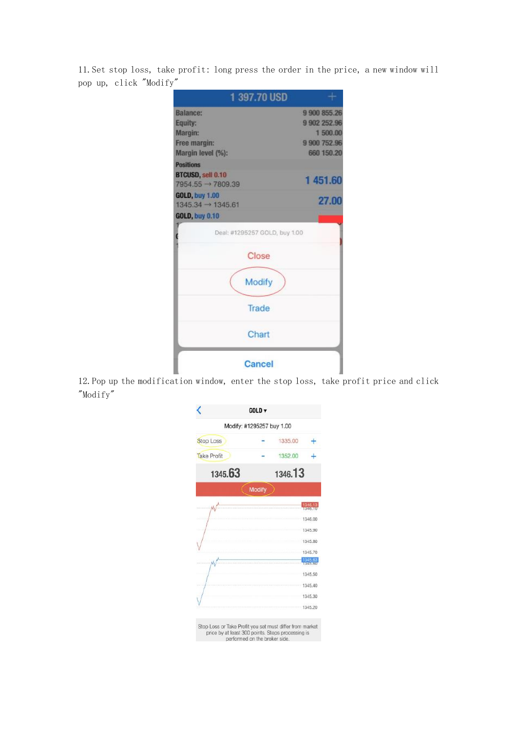11. Set stop loss, take profit: long press the order in the price, a new window will pop up, click "Modify"

12. Pop up the modification window, enter the stop loss, take profit price and click "Modify"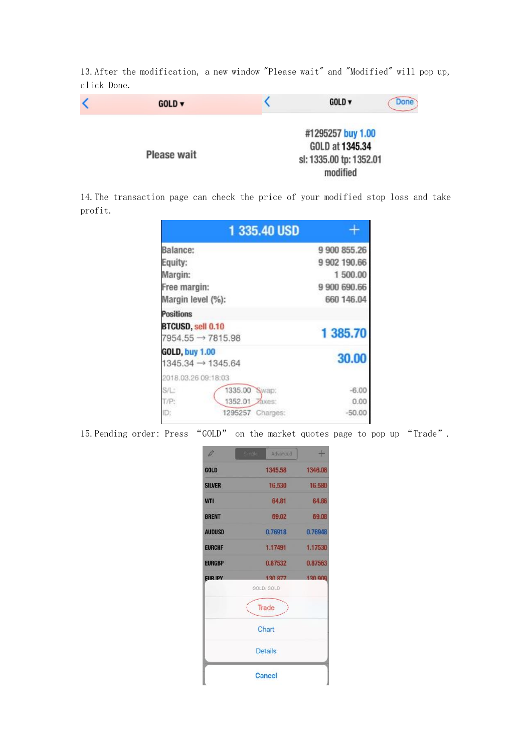13. After the modification, a new window "Please wait" and "Modified" will pop up, click Done.

GOLD ▾

Please wait

GOLD ▾ Done

#1295257 buy 1.00
GOLD at 1345.34
sl: 1335.00 tp: 1352.01
modified

14. The transaction page can check the price of your modified stop loss and take profit.

1 335.40 USD

| | |
|---|---|
| Balance: | 9 900 855.26 |
| Equity: | 9 902 190.66 |
| Margin: | 1 500.00 |
| Free margin: | 9 900 690.66 |
| Margin level (%): | 660 146.04 |

Positions

BTCUSD, sell 0.10
7954.55 → 7815.98 — 1 385.70

GOLD, buy 1.00
1345.34 → 1345.64 — 30.00

2018.03.26 09:18:03

| | | | |
|---|---|---|---|
| S/L: | 1335.00 | Swap: | -6.00 |
| T/P: | 1352.01 | Taxes: | 0.00 |
| ID: | 1295257 | Charges: | -50.00 |

15. Pending order: Press "GOLD" on the market quotes page to pop up "Trade".

| | | |
|---|---|---|
| GOLD | 1345.58 | 1346.08 |
| SILVER | 16.530 | 16.580 |
| WTI | 64.81 | 64.86 |
| BRENT | 69.02 | 69.08 |
| AUDUSD | 0.76918 | 0.76948 |
| EURCHF | 1.17491 | 1.17530 |
| EURGBP | 0.87532 | 0.87563 |
| EURJPY | 130.877 | 130.909 |

GOLD: GOLD

Trade

Chart

Details

Cancel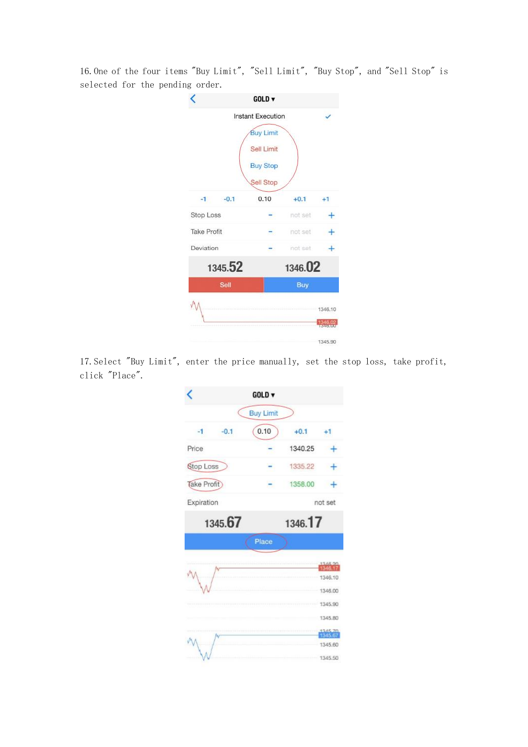16. One of the four items "Buy Limit", "Sell Limit", "Buy Stop", and "Sell Stop" is selected for the pending order.

17. Select "Buy Limit", enter the price manually, set the stop loss, take profit, click "Place".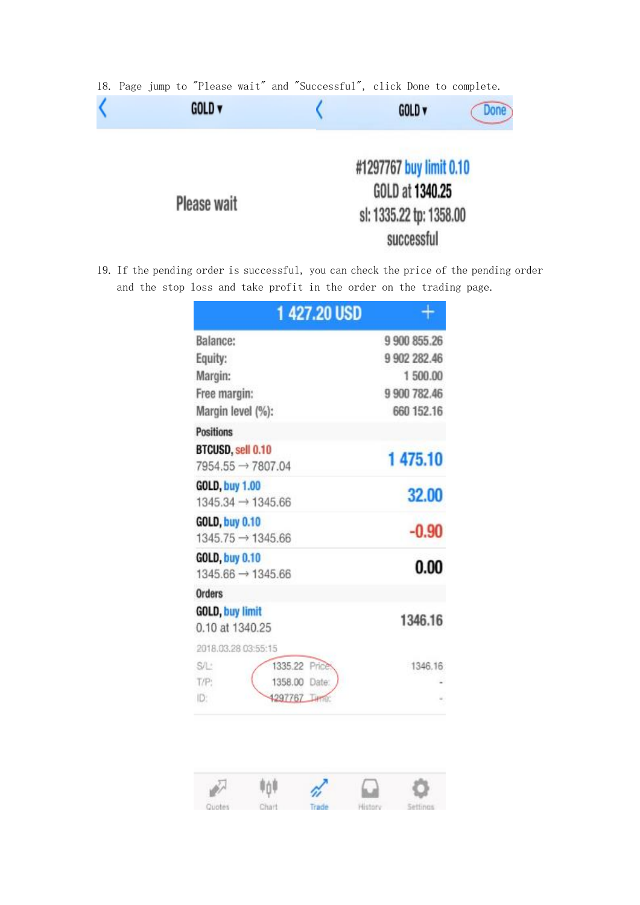18. Page jump to "Please wait" and "Successful", click Done to complete.

GOLD ▾

Please wait

GOLD ▾ Done

#1297767 buy limit 0.10
GOLD at 1340.25
sl: 1335.22 tp: 1358.00
successful

19. If the pending order is successful, you can check the price of the pending order and the stop loss and take profit in the order on the trading page.

1 427.20 USD

| | |
|---|---|
| Balance: | 9 900 855.26 |
| Equity: | 9 902 282.46 |
| Margin: | 1 500.00 |
| Free margin: | 9 900 782.46 |
| Margin level (%): | 660 152.16 |

Positions

| | |
|---|---|
| BTCUSD, sell 0.10<br>7954.55 → 7807.04 | 1 475.10 |
| GOLD, buy 1.00<br>1345.34 → 1345.66 | 32.00 |
| GOLD, buy 0.10<br>1345.75 → 1345.66 | -0.90 |
| GOLD, buy 0.10<br>1345.66 → 1345.66 | 0.00 |

Orders

| | |
|---|---|
| GOLD, buy limit<br>0.10 at 1340.25 | 1346.16 |

2018.03.28 03:55:15

| | | | |
|---|---|---|---|
| S/L: | 1335.22 | Price: | 1346.16 |
| T/P: | 1358.00 | Date: | - |
| ID: | 1297767 | Time: | - |

Quotes Chart Trade History Settings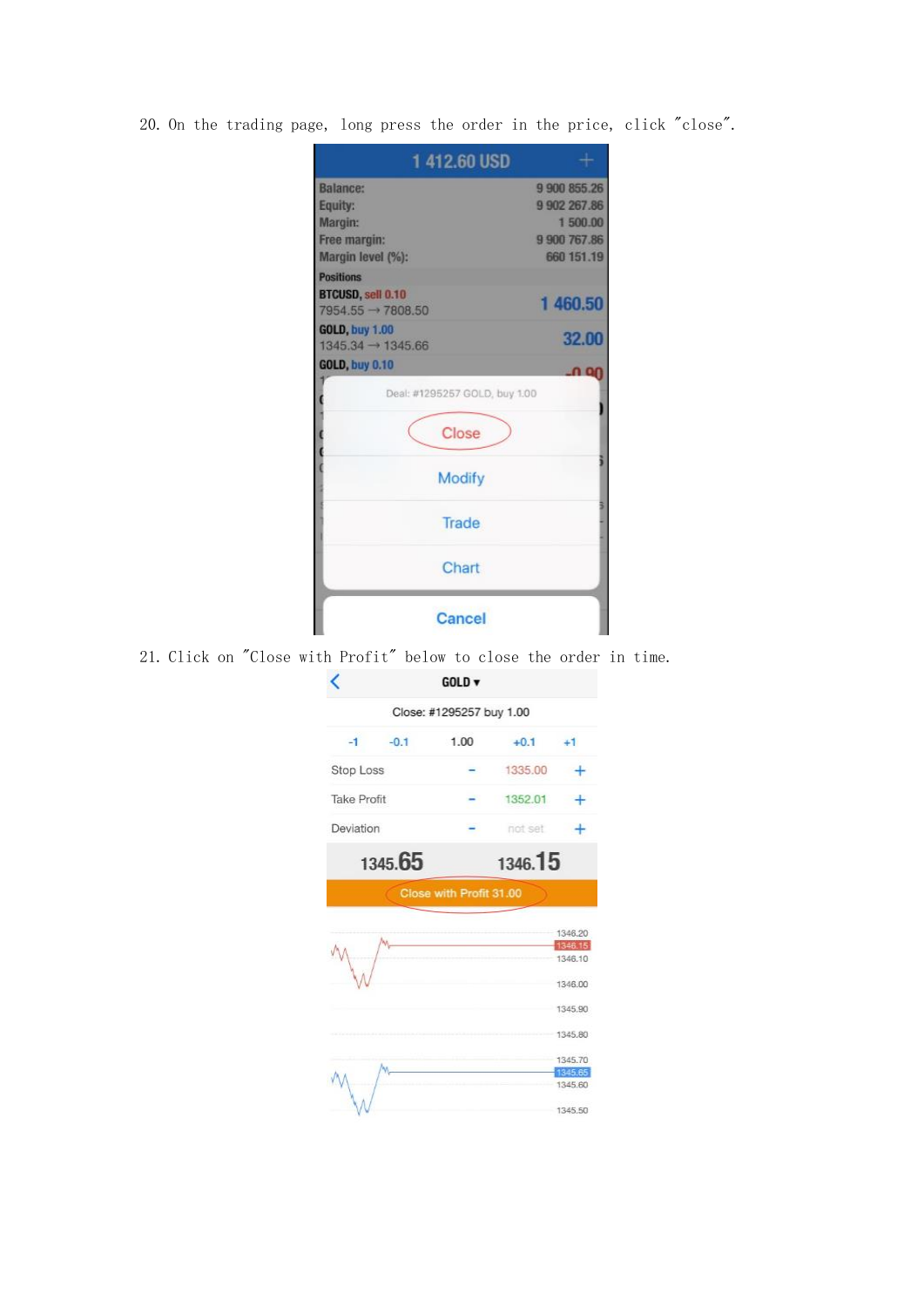20. On the trading page, long press the order in the price, click "close".

21. Click on "Close with Profit" below to close the order in time.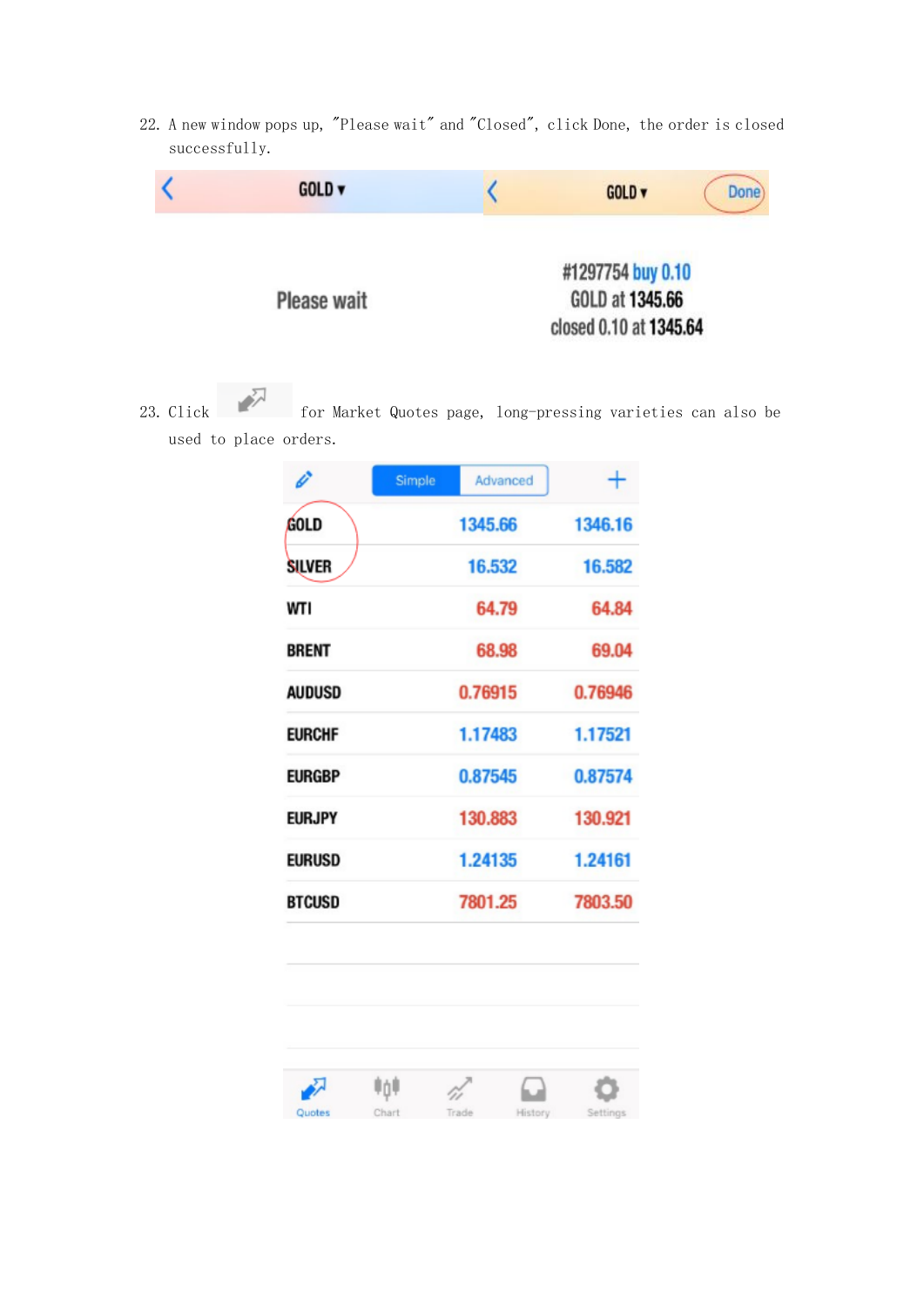22. A new window pops up, "Please wait" and "Closed", click Done, the order is closed successfully.

GOLD ▾

Please wait

GOLD ▾ Done

#1297754 buy 0.10
GOLD at 1345.66
closed 0.10 at 1345.64

23. Click for Market Quotes page, long-pressing varieties can also be used to place orders.

Simple | Advanced

| | | |
|---|---|---|
| GOLD | 1345.66 | 1346.16 |
| SILVER | 16.532 | 16.582 |
| WTI | 64.79 | 64.84 |
| BRENT | 68.98 | 69.04 |
| AUDUSD | 0.76915 | 0.76946 |
| EURCHF | 1.17483 | 1.17521 |
| EURGBP | 0.87545 | 0.87574 |
| EURJPY | 130.883 | 130.921 |
| EURUSD | 1.24135 | 1.24161 |
| BTCUSD | 7801.25 | 7803.50 |

Quotes | Chart | Trade | History | Settings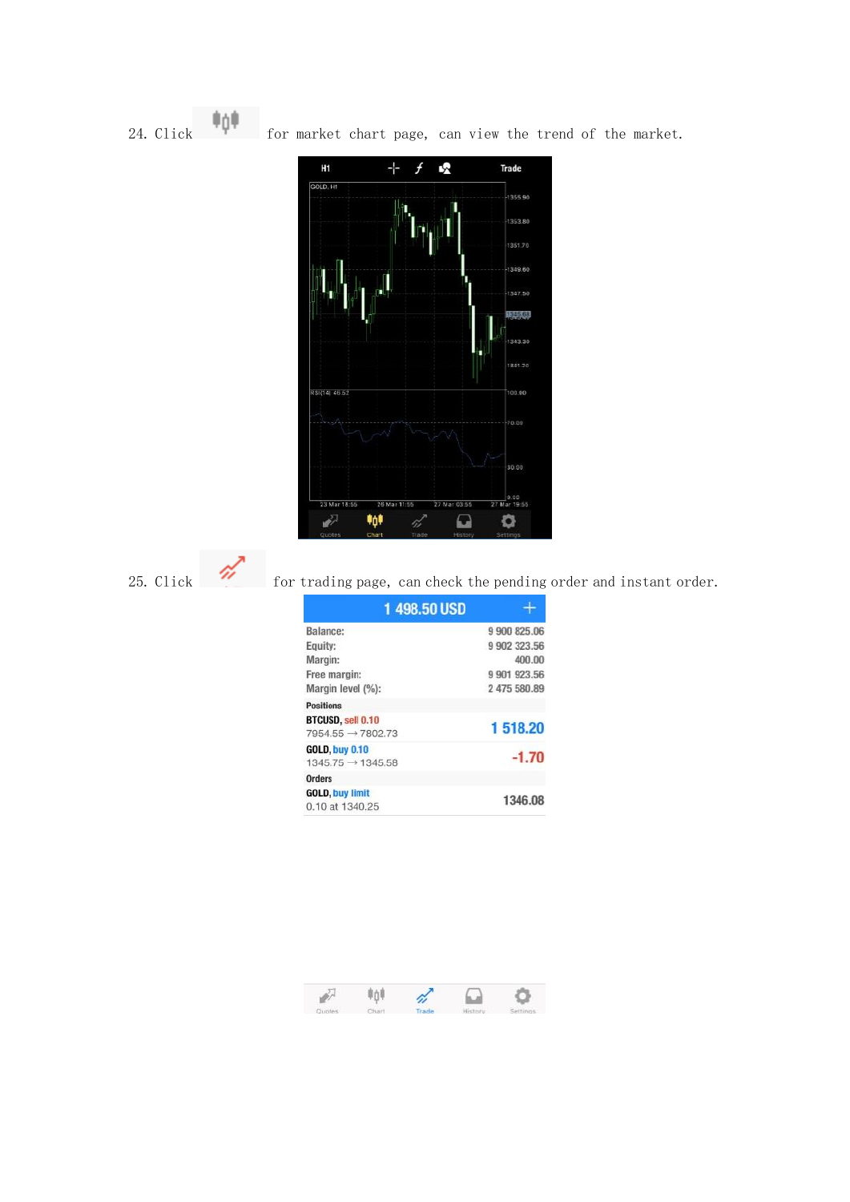24. Click for market chart page, can view the trend of the market.

25. Click for trading page, can check the pending order and instant order.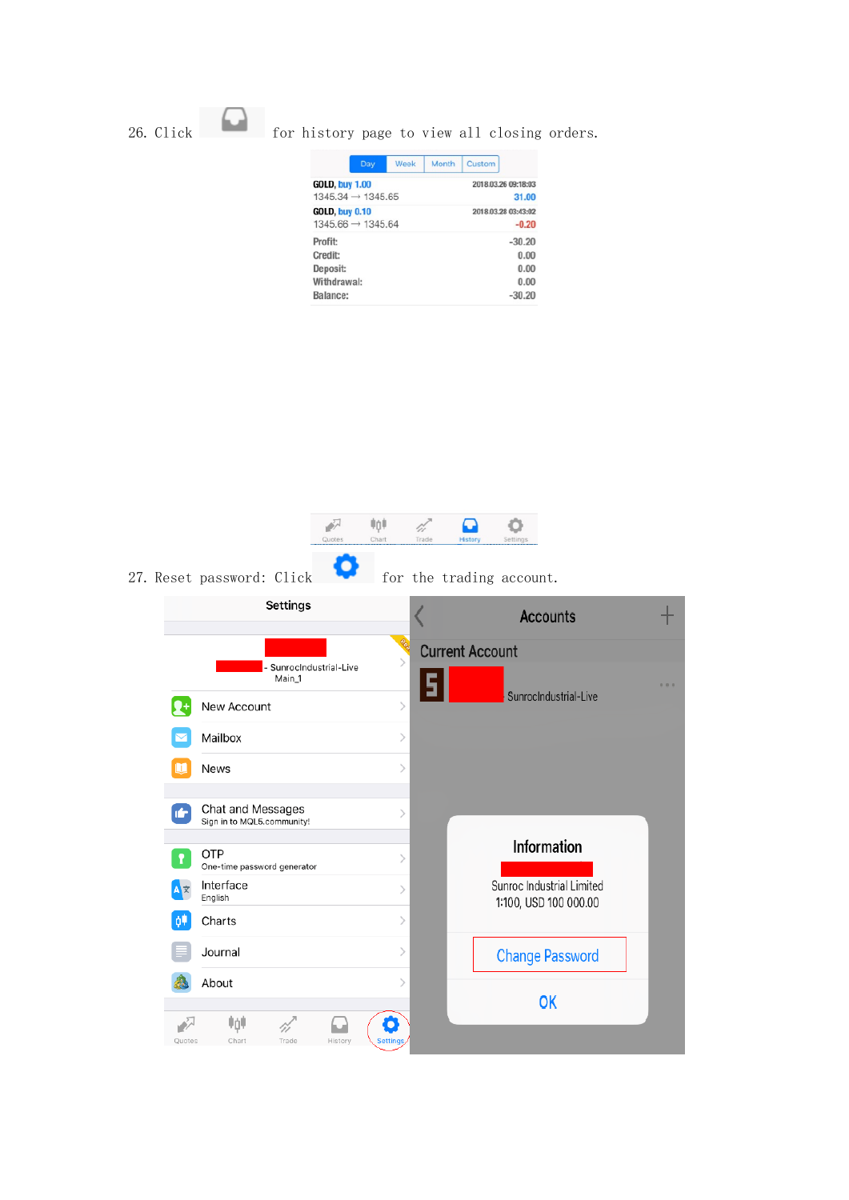26. Click for history page to view all closing orders.

| Day | Week | Month | Custom |
|---|---|---|---|

GOLD, buy 1.00 — 2018.03.26 09:18:93
1345.34 → 1345.65 — 31.00

GOLD, buy 0.10 — 2018.03.28 03:43:92
1345.66 → 1345.64 — -0.20

| | |
|---|---|
| Profit: | -30.20 |
| Credit: | 0.00 |
| Deposit: | 0.00 |
| Withdrawal: | 0.00 |
| Balance: | -30.20 |

Quotes Chart Trade History Settings

27. Reset password: Click for the trading account.

**Settings**

- SunrocIndustrial-Live
Main_1

- New Account
- Mailbox
- News
- Chat and Messages
  Sign in to MQL5.community!
- OTP
  One-time password generator
- Interface
  English
- Charts
- Journal
- About

Quotes Chart Trade History Settings

**Accounts**

Current Account

SunrocIndustrial-Live

**Information**

Sunroc Industrial Limited
1:100, USD 100 000.00

Change Password

OK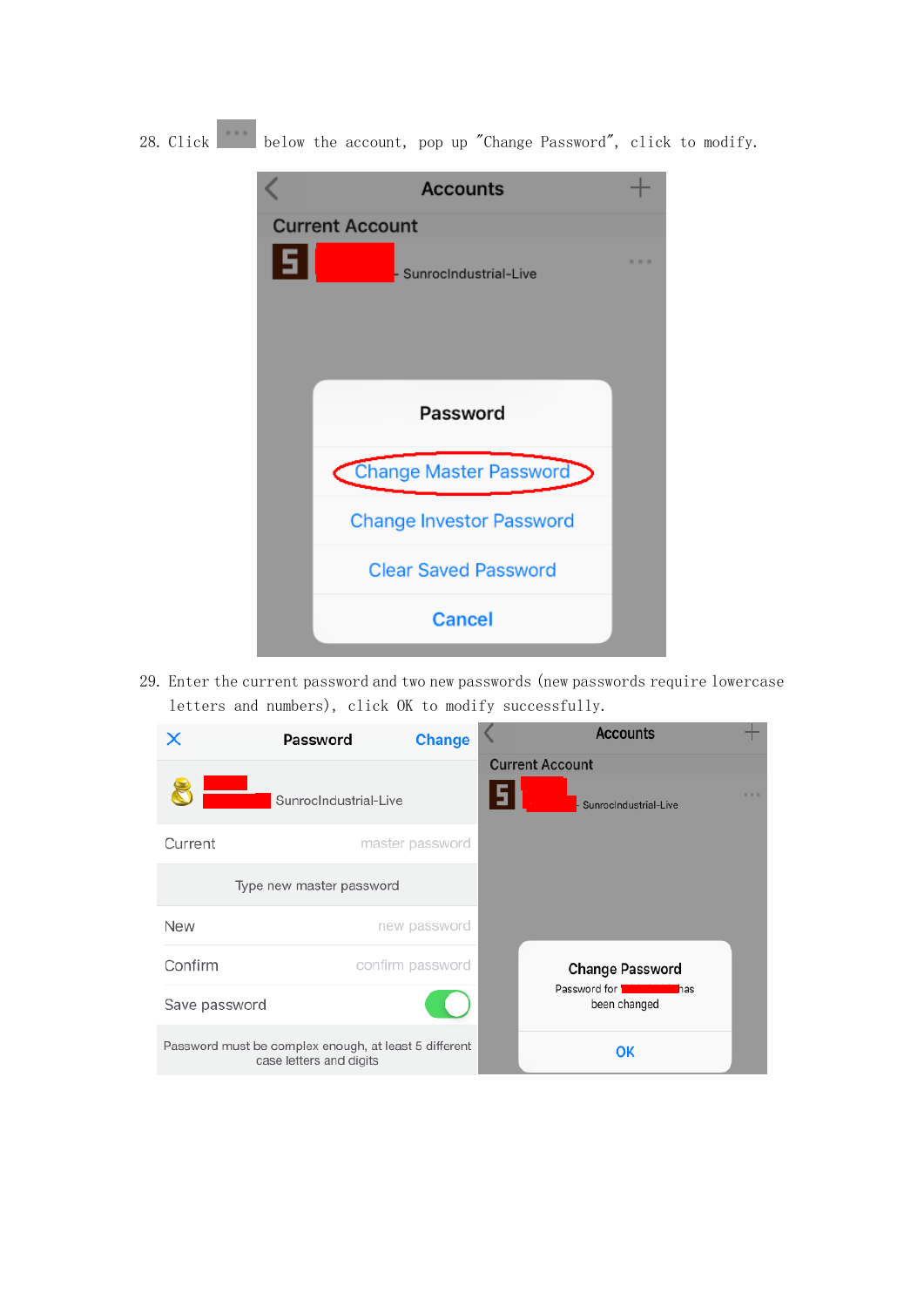28. Click ··· below the account, pop up "Change Password", click to modify.

Accounts

Current Account

SunrocIndustrial-Live

Password

Change Master Password

Change Investor Password

Clear Saved Password

Cancel

29. Enter the current password and two new passwords (new passwords require lowercase letters and numbers), click OK to modify successfully.

Password Change

SunrocIndustrial-Live

Current master password

Type new master password

New new password

Confirm confirm password

Save password

Password must be complex enough, at least 5 different case letters and digits

Accounts

Current Account

SunrocIndustrial-Live

Change Password

Password for has been changed

OK